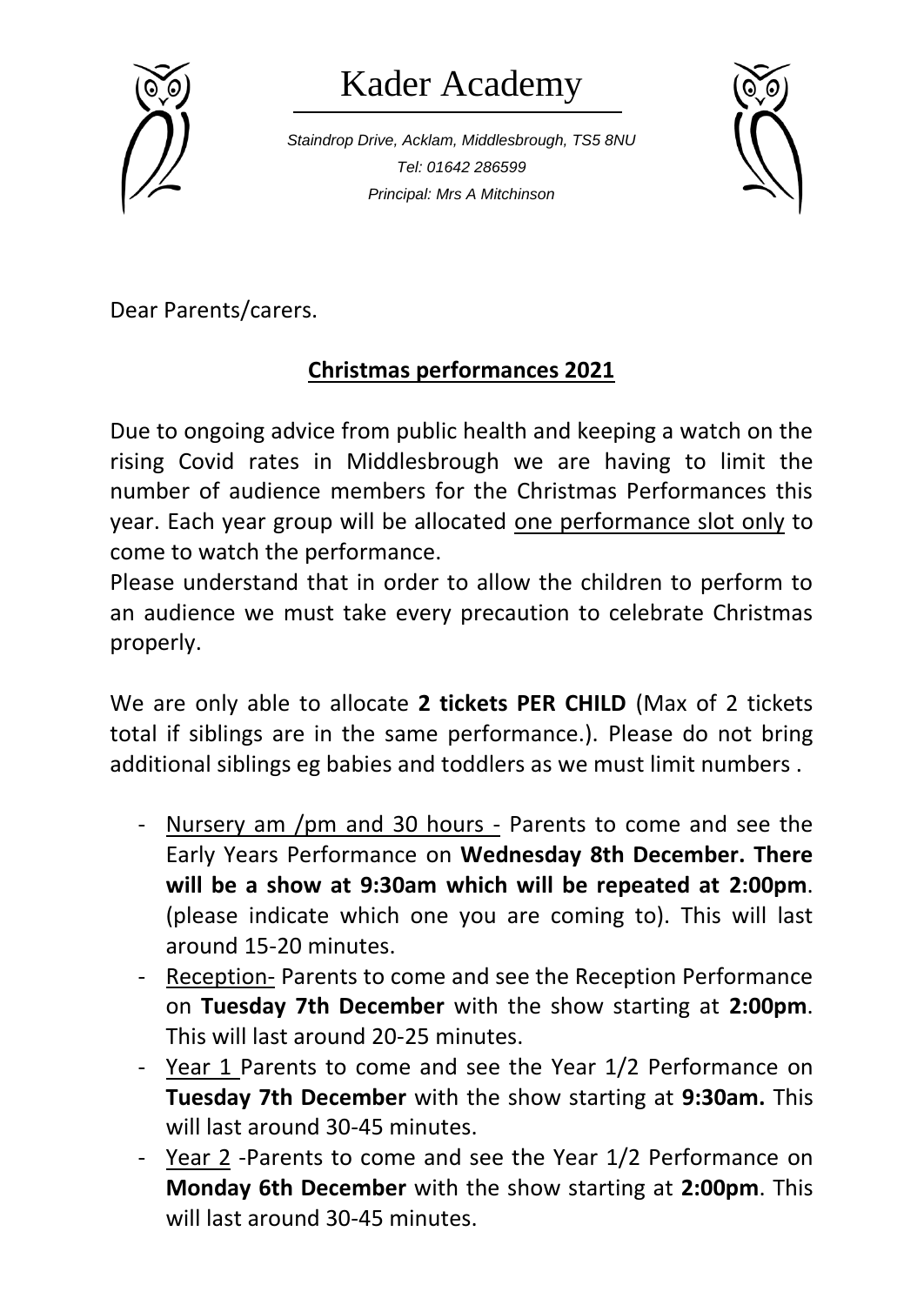# Kader Academy

*Staindrop Drive, Acklam, Middlesbrough, TS5 8NU*
*Tel: 01642 286599*
*Principal: Mrs A Mitchinson*

Dear Parents/carers.

## Christmas performances 2021

Due to ongoing advice from public health and keeping a watch on the rising Covid rates in Middlesbrough we are having to limit the number of audience members for the Christmas Performances this year. Each year group will be allocated one performance slot only to come to watch the performance.

Please understand that in order to allow the children to perform to an audience we must take every precaution to celebrate Christmas properly.

We are only able to allocate **2 tickets PER CHILD** (Max of 2 tickets total if siblings are in the same performance.). Please do not bring additional siblings eg babies and toddlers as we must limit numbers .

- Nursery am /pm and 30 hours - Parents to come and see the Early Years Performance on **Wednesday 8th December. There will be a show at 9:30am which will be repeated at 2:00pm**. (please indicate which one you are coming to). This will last around 15-20 minutes.
- Reception- Parents to come and see the Reception Performance on **Tuesday 7th December** with the show starting at **2:00pm**. This will last around 20-25 minutes.
- Year 1 Parents to come and see the Year 1/2 Performance on **Tuesday 7th December** with the show starting at **9:30am.** This will last around 30-45 minutes.
- Year 2 -Parents to come and see the Year 1/2 Performance on **Monday 6th December** with the show starting at **2:00pm**. This will last around 30-45 minutes.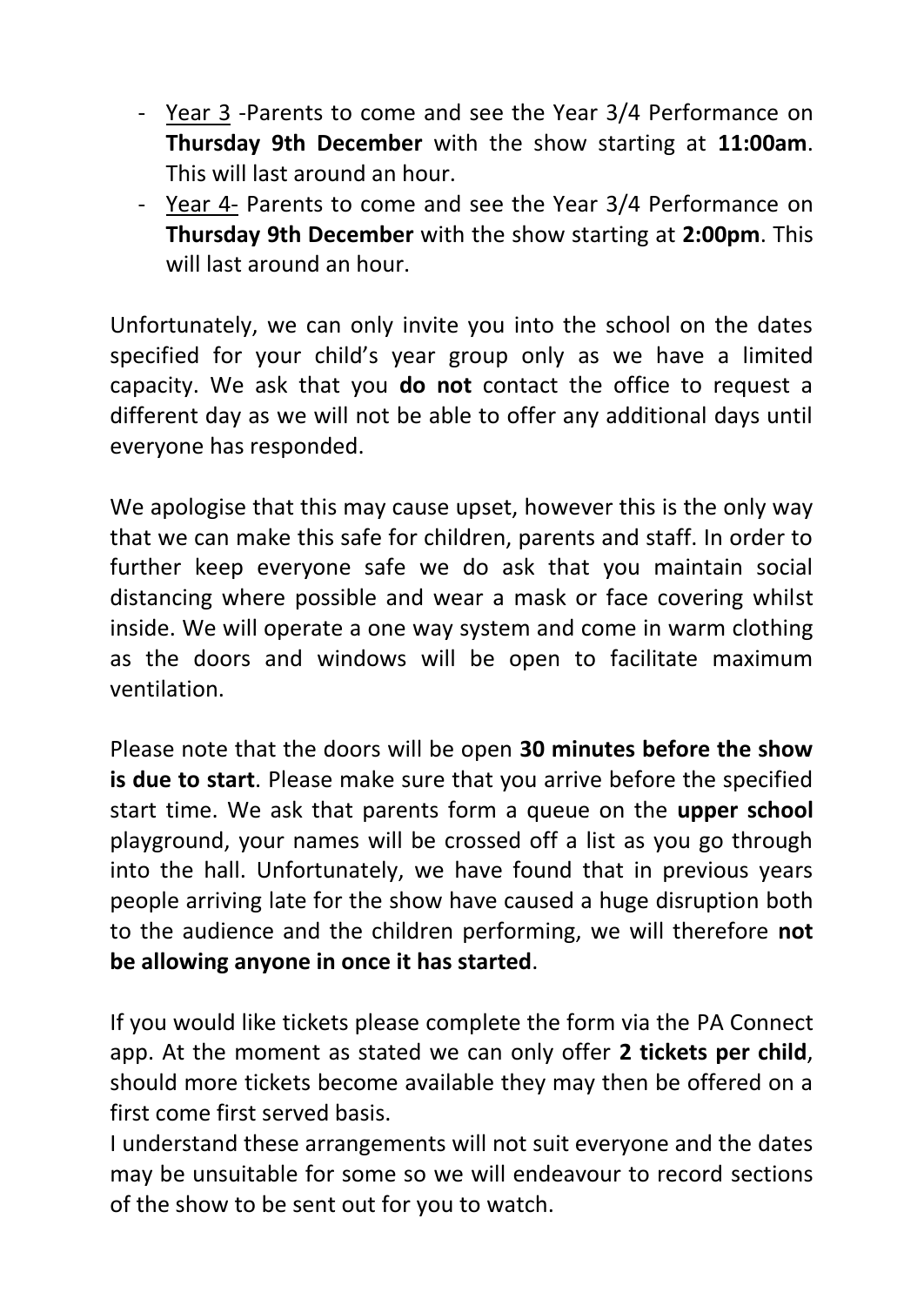- Year 3 -Parents to come and see the Year 3/4 Performance on **Thursday 9th December** with the show starting at **11:00am**. This will last around an hour.
- Year 4- Parents to come and see the Year 3/4 Performance on **Thursday 9th December** with the show starting at **2:00pm**. This will last around an hour.

Unfortunately, we can only invite you into the school on the dates specified for your child's year group only as we have a limited capacity. We ask that you **do not** contact the office to request a different day as we will not be able to offer any additional days until everyone has responded.

We apologise that this may cause upset, however this is the only way that we can make this safe for children, parents and staff. In order to further keep everyone safe we do ask that you maintain social distancing where possible and wear a mask or face covering whilst inside. We will operate a one way system and come in warm clothing as the doors and windows will be open to facilitate maximum ventilation.

Please note that the doors will be open **30 minutes before the show is due to start**. Please make sure that you arrive before the specified start time. We ask that parents form a queue on the **upper school** playground, your names will be crossed off a list as you go through into the hall. Unfortunately, we have found that in previous years people arriving late for the show have caused a huge disruption both to the audience and the children performing, we will therefore **not be allowing anyone in once it has started**.

If you would like tickets please complete the form via the PA Connect app. At the moment as stated we can only offer **2 tickets per child**, should more tickets become available they may then be offered on a first come first served basis.

I understand these arrangements will not suit everyone and the dates may be unsuitable for some so we will endeavour to record sections of the show to be sent out for you to watch.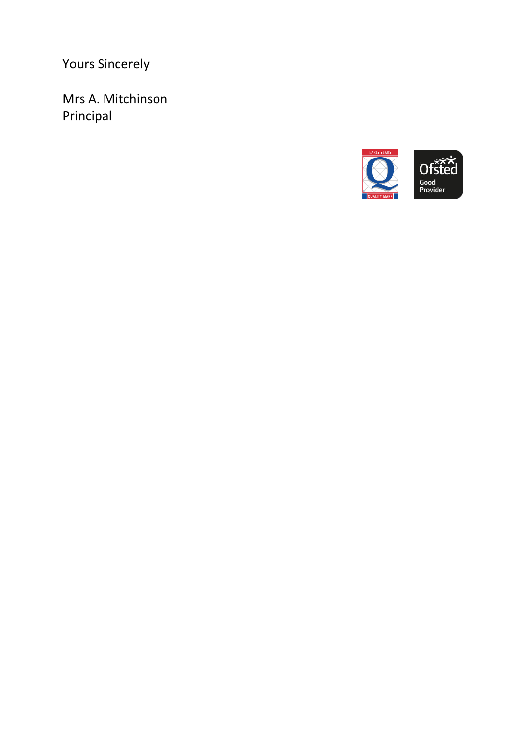Yours Sincerely

Mrs A. Mitchinson
Principal